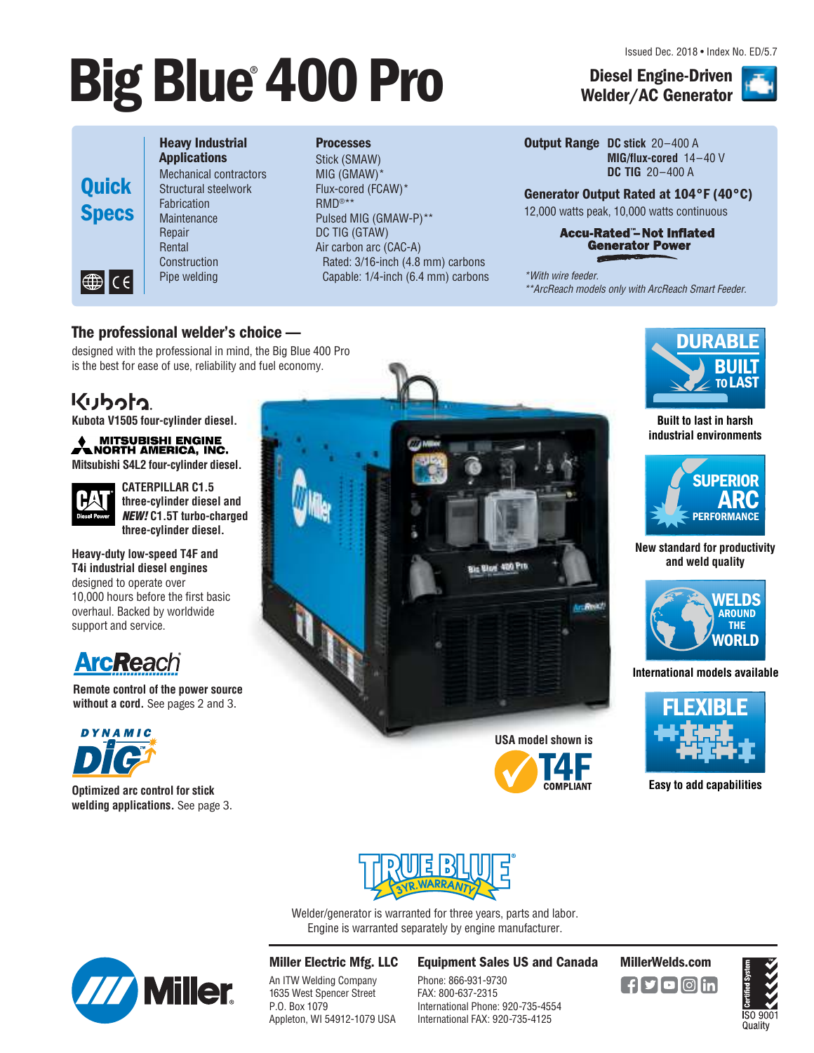Issued Dec. 2018 • Index No. ED/5.7

# Big Blue® 400 Pro

**Diesel Engine-Driven Welder/AC Generator**

## Quick Specs

**Heavy Industrial Applications**
- Mechanical contractors
- Structural steelwork
- Fabrication
- Maintenance
- Repair
- Rental
- Construction
- Pipe welding

**Processes**
- Stick (SMAW)
- MIG (GMAW)*
- Flux-cored (FCAW)*
- RMD®**
- Pulsed MIG (GMAW-P)**
- DC TIG (GTAW)
- Air carbon arc (CAC-A)
  - Rated: 3/16-inch (4.8 mm) carbons
  - Capable: 1/4-inch (6.4 mm) carbons

**Output Range**
- **DC stick** 20–400 A
- **MIG/flux-cored** 14–40 V
- **DC TIG** 20–400 A

**Generator Output Rated at 104°F (40°C)**
12,000 watts peak, 10,000 watts continuous

**Accu-Rated™–Not Inflated Generator Power**

*With wire feeder.
**ArcReach models only with ArcReach Smart Feeder.

## The professional welder's choice —

designed with the professional in mind, the Big Blue 400 Pro is the best for ease of use, reliability and fuel economy.

Kubota
**Kubota V1505 four-cylinder diesel.**

MITSUBISHI ENGINE NORTH AMERICA, INC.
**Mitsubishi S4L2 four-cylinder diesel.**

**CATERPILLAR C1.5 three-cylinder diesel and *NEW!* C1.5T turbo-charged three-cylinder diesel.**

**Heavy-duty low-speed T4F and T4i industrial diesel engines** designed to operate over 10,000 hours before the first basic overhaul. Backed by worldwide support and service.

ArcReach®
**Remote control of the power source without a cord.** See pages 2 and 3.

DYNAMIC DIG™
**Optimized arc control for stick welding applications.** See page 3.

USA model shown is T4F COMPLIANT

**DURABLE BUILT TO LAST**
Built to last in harsh industrial environments

**SUPERIOR ARC PERFORMANCE**
New standard for productivity and weld quality

**WELDS AROUND THE WORLD**
International models available

**FLEXIBLE**
Easy to add capabilities

TRUE BLUE® 3 YR. WARRANTY
Welder/generator is warranted for three years, parts and labor.
Engine is warranted separately by engine manufacturer.

**Miller Electric Mfg. LLC**
An ITW Welding Company
1635 West Spencer Street
P.O. Box 1079
Appleton, WI 54912-1079 USA

**Equipment Sales US and Canada**
Phone: 866-931-9730
FAX: 800-637-2315
International Phone: 920-735-4554
International FAX: 920-735-4125

**MillerWelds.com**

ISO 9001 Quality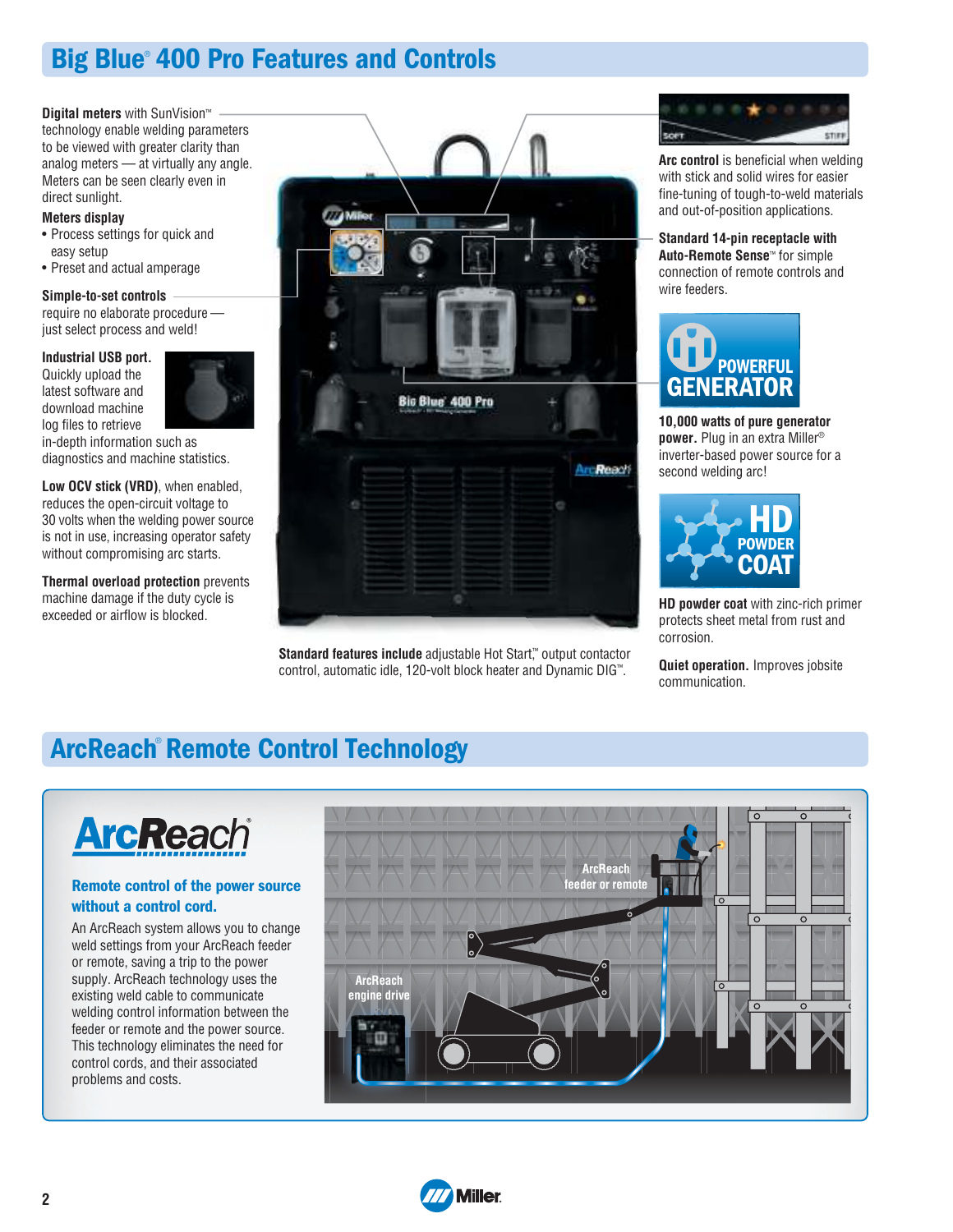## Big Blue® 400 Pro Features and Controls

**Digital meters** with SunVision™ technology enable welding parameters to be viewed with greater clarity than analog meters — at virtually any angle. Meters can be seen clearly even in direct sunlight.

**Meters display**

- Process settings for quick and easy setup
- Preset and actual amperage

**Simple-to-set controls** require no elaborate procedure — just select process and weld!

**Industrial USB port.** Quickly upload the latest software and download machine log files to retrieve in-depth information such as diagnostics and machine statistics.

**Low OCV stick (VRD)**, when enabled, reduces the open-circuit voltage to 30 volts when the welding power source is not in use, increasing operator safety without compromising arc starts.

**Thermal overload protection** prevents machine damage if the duty cycle is exceeded or airflow is blocked.

**Standard features include** adjustable Hot Start,™ output contactor control, automatic idle, 120-volt block heater and Dynamic DIG™.

**Arc control** is beneficial when welding with stick and solid wires for easier fine-tuning of tough-to-weld materials and out-of-position applications.

**Standard 14-pin receptacle with Auto-Remote Sense™** for simple connection of remote controls and wire feeders.

**POWERFUL GENERATOR**

**10,000 watts of pure generator power.** Plug in an extra Miller® inverter-based power source for a second welding arc!

**HD POWDER COAT**

**HD powder coat** with zinc-rich primer protects sheet metal from rust and corrosion.

**Quiet operation.** Improves jobsite communication.

## ArcReach® Remote Control Technology

**ArcReach®**

**Remote control of the power source without a control cord.**

An ArcReach system allows you to change weld settings from your ArcReach feeder or remote, saving a trip to the power supply. ArcReach technology uses the existing weld cable to communicate welding control information between the feeder or remote and the power source. This technology eliminates the need for control cords, and their associated problems and costs.

ArcReach feeder or remote

ArcReach engine drive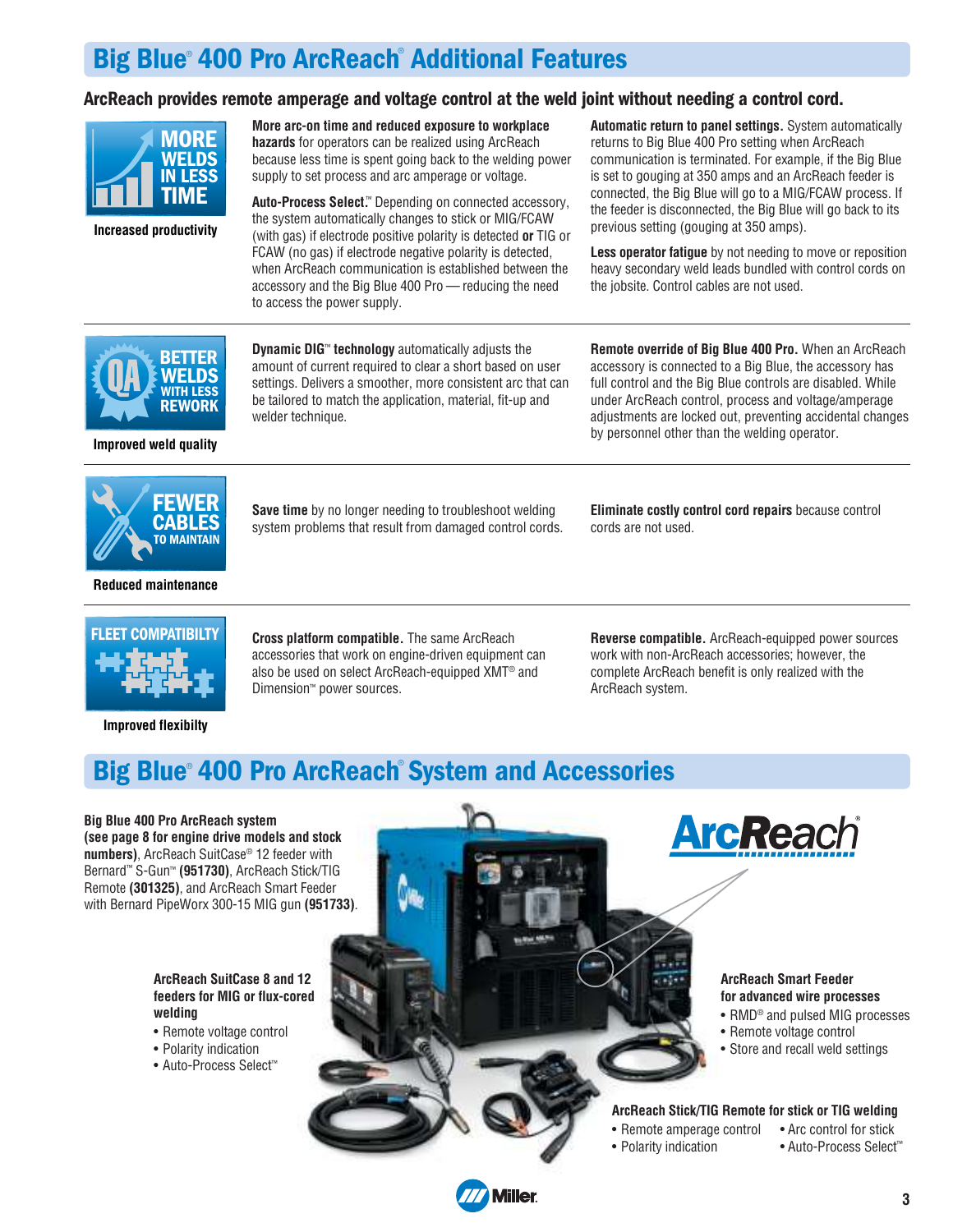## Big Blue® 400 Pro ArcReach® Additional Features

### ArcReach provides remote amperage and voltage control at the weld joint without needing a control cord.

**MORE WELDS IN LESS TIME**

**Increased productivity**

**More arc-on time and reduced exposure to workplace hazards** for operators can be realized using ArcReach because less time is spent going back to the welding power supply to set process and arc amperage or voltage.

**Auto-Process Select.™** Depending on connected accessory, the system automatically changes to stick or MIG/FCAW (with gas) if electrode positive polarity is detected **or** TIG or FCAW (no gas) if electrode negative polarity is detected, when ArcReach communication is established between the accessory and the Big Blue 400 Pro — reducing the need to access the power supply.

**Automatic return to panel settings.** System automatically returns to Big Blue 400 Pro setting when ArcReach communication is terminated. For example, if the Big Blue is set to gouging at 350 amps and an ArcReach feeder is connected, the Big Blue will go to a MIG/FCAW process. If the feeder is disconnected, the Big Blue will go back to its previous setting (gouging at 350 amps).

**Less operator fatigue** by not needing to move or reposition heavy secondary weld leads bundled with control cords on the jobsite. Control cables are not used.

**QA BETTER WELDS WITH LESS REWORK**

**Improved weld quality**

**Dynamic DIG™ technology** automatically adjusts the amount of current required to clear a short based on user settings. Delivers a smoother, more consistent arc that can be tailored to match the application, material, fit-up and welder technique.

**Remote override of Big Blue 400 Pro.** When an ArcReach accessory is connected to a Big Blue, the accessory has full control and the Big Blue controls are disabled. While under ArcReach control, process and voltage/amperage adjustments are locked out, preventing accidental changes by personnel other than the welding operator.

**FEWER CABLES TO MAINTAIN**

**Reduced maintenance**

**Save time** by no longer needing to troubleshoot welding system problems that result from damaged control cords.

**Eliminate costly control cord repairs** because control cords are not used.

**FLEET COMPATIBILTY**

**Improved flexibilty**

**Cross platform compatible.** The same ArcReach accessories that work on engine-driven equipment can also be used on select ArcReach-equipped XMT® and Dimension™ power sources.

**Reverse compatible.** ArcReach-equipped power sources work with non-ArcReach accessories; however, the complete ArcReach benefit is only realized with the ArcReach system.

## Big Blue® 400 Pro ArcReach® System and Accessories

**Big Blue 400 Pro ArcReach system (see page 8 for engine drive models and stock numbers)**, ArcReach SuitCase® 12 feeder with Bernard™ S-Gun™ **(951730)**, ArcReach Stick/TIG Remote **(301325)**, and ArcReach Smart Feeder with Bernard PipeWorx 300-15 MIG gun **(951733)**.

ArcReach®

**ArcReach SuitCase 8 and 12 feeders for MIG or flux-cored welding**

- Remote voltage control
- Polarity indication
- Auto-Process Select™

**ArcReach Smart Feeder for advanced wire processes**

- RMD® and pulsed MIG processes
- Remote voltage control
- Store and recall weld settings

**ArcReach Stick/TIG Remote for stick or TIG welding**

- Remote amperage control
- Polarity indication
- Arc control for stick
- Auto-Process Select™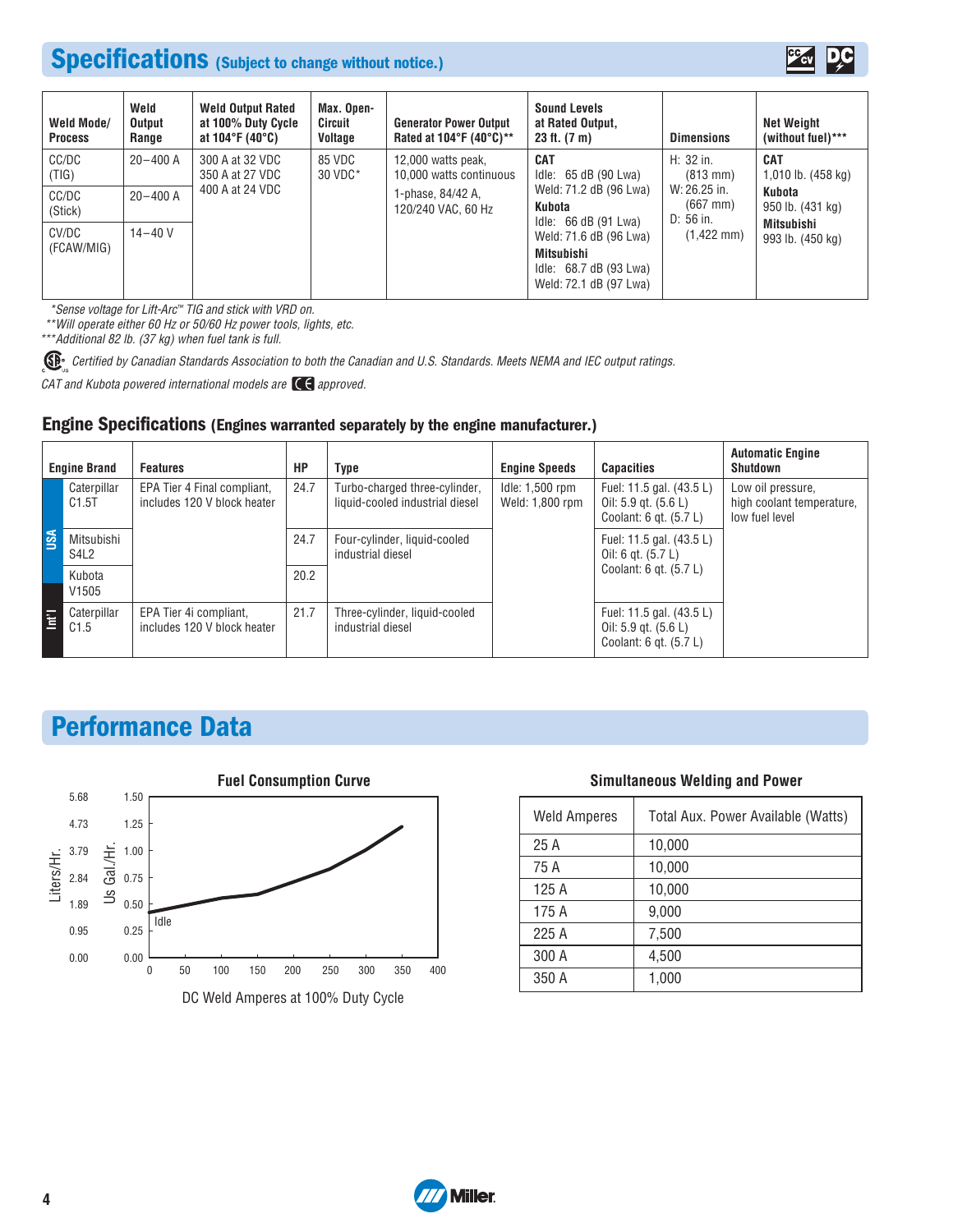## Specifications (Subject to change without notice.)

| Weld Mode/ Process | Weld Output Range | Weld Output Rated at 100% Duty Cycle at 104°F (40°C) | Max. Open-Circuit Voltage | Generator Power Output Rated at 104°F (40°C)** | Sound Levels at Rated Output, 23 ft. (7 m) | Dimensions | Net Weight (without fuel)*** |
|---|---|---|---|---|---|---|---|
| CC/DC (TIG) | 20–400 A | 300 A at 32 VDC<br>350 A at 27 VDC<br>400 A at 24 VDC | 85 VDC<br>30 VDC* | 12,000 watts peak, 10,000 watts continuous<br>1-phase, 84/42 A, 120/240 VAC, 60 Hz | **CAT**<br>Idle: 65 dB (90 Lwa)<br>Weld: 71.2 dB (96 Lwa)<br>**Kubota**<br>Idle: 66 dB (91 Lwa)<br>Weld: 71.6 dB (96 Lwa)<br>**Mitsubishi**<br>Idle: 68.7 dB (93 Lwa)<br>Weld: 72.1 dB (97 Lwa) | H: 32 in. (813 mm)<br>W: 26.25 in. (667 mm)<br>D: 56 in. (1,422 mm) | **CAT**<br>1,010 lb. (458 kg)<br>**Kubota**<br>950 lb. (431 kg)<br>**Mitsubishi**<br>993 lb. (450 kg) |
| CC/DC (Stick) | 20–400 A | | | | | | |
| CV/DC (FCAW/MIG) | 14–40 V | | | | | | |

*Sense voltage for Lift-Arc™ TIG and stick with VRD on.
**Will operate either 60 Hz or 50/60 Hz power tools, lights, etc.
***Additional 82 lb. (37 kg) when fuel tank is full.

Certified by Canadian Standards Association to both the Canadian and U.S. Standards. Meets NEMA and IEC output ratings.

CAT and Kubota powered international models are CE approved.

## Engine Specifications (Engines warranted separately by the engine manufacturer.)

| | Engine Brand | Features | HP | Type | Engine Speeds | Capacities | Automatic Engine Shutdown |
|---|---|---|---|---|---|---|---|
| USA | Caterpillar C1.5T | EPA Tier 4 Final compliant, includes 120 V block heater | 24.7 | Turbo-charged three-cylinder, liquid-cooled industrial diesel | Idle: 1,500 rpm<br>Weld: 1,800 rpm | Fuel: 11.5 gal. (43.5 L)<br>Oil: 5.9 qt. (5.6 L)<br>Coolant: 6 qt. (5.7 L) | Low oil pressure, high coolant temperature, low fuel level |
| USA | Mitsubishi S4L2 | EPA Tier 4 Final compliant, includes 120 V block heater | 24.7 | Four-cylinder, liquid-cooled industrial diesel | | Fuel: 11.5 gal. (43.5 L)<br>Oil: 6 qt. (5.7 L)<br>Coolant: 6 qt. (5.7 L) | |
| USA | Kubota V1505 | EPA Tier 4 Final compliant, includes 120 V block heater | 20.2 | Four-cylinder, liquid-cooled industrial diesel | | Fuel: 11.5 gal. (43.5 L)<br>Oil: 6 qt. (5.7 L)<br>Coolant: 6 qt. (5.7 L) | |
| Int'l | Caterpillar C1.5 | EPA Tier 4i compliant, includes 120 V block heater | 21.7 | Three-cylinder, liquid-cooled industrial diesel | | Fuel: 11.5 gal. (43.5 L)<br>Oil: 5.9 qt. (5.6 L)<br>Coolant: 6 qt. (5.7 L) | |

## Performance Data

### Fuel Consumption Curve

(Y-axis: Liters/Hr. 0.00, 0.95, 1.89, 2.84, 3.79, 4.73, 5.68; Us Gal./Hr. 0.00, 0.25, 0.50, 0.75, 1.00, 1.25, 1.50. X-axis: DC Weld Amperes at 100% Duty Cycle, 0–400. Idle marked.)

### Simultaneous Welding and Power

| Weld Amperes | Total Aux. Power Available (Watts) |
|---|---|
| 25 A | 10,000 |
| 75 A | 10,000 |
| 125 A | 10,000 |
| 175 A | 9,000 |
| 225 A | 7,500 |
| 300 A | 4,500 |
| 350 A | 1,000 |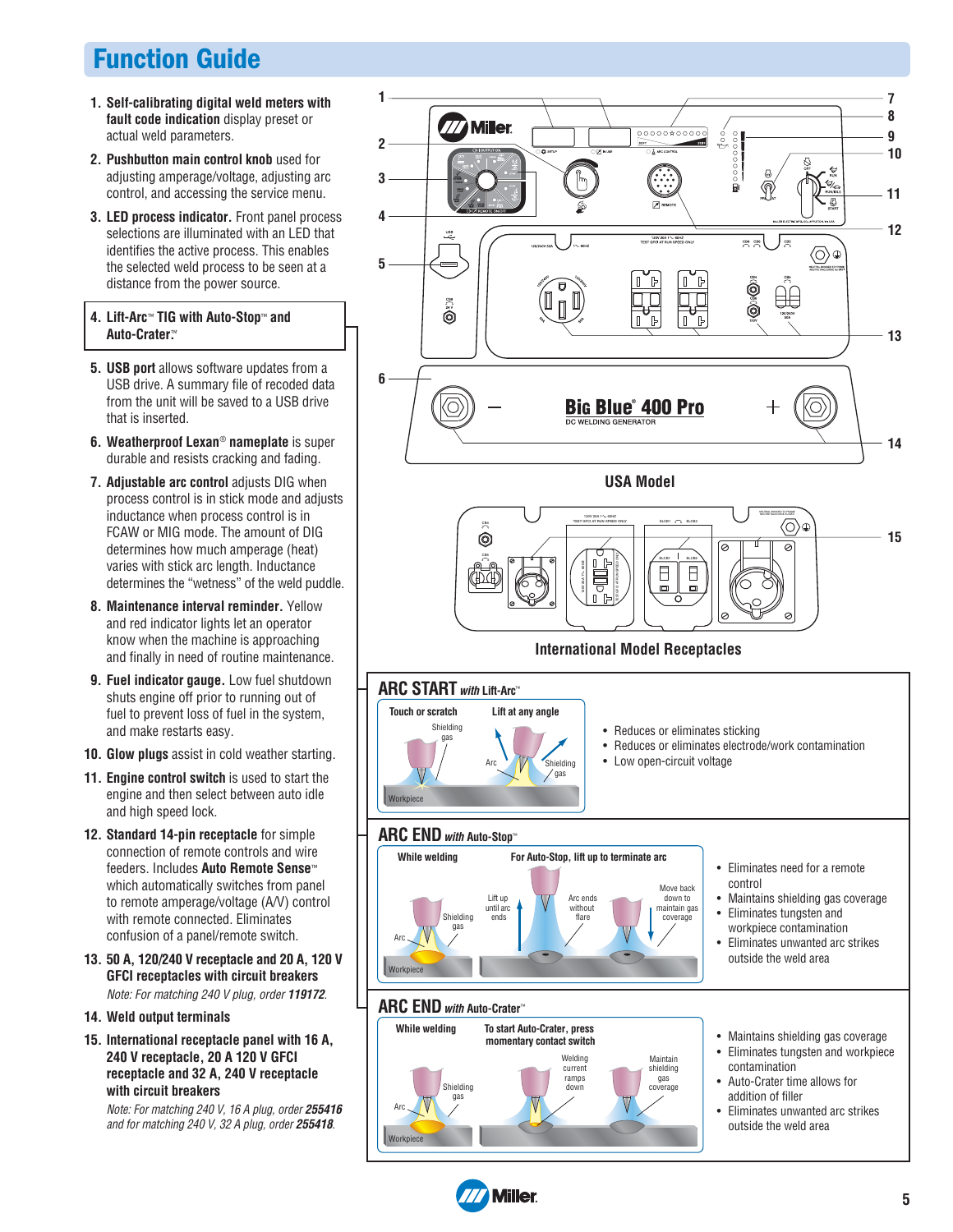# Function Guide

1. **Self-calibrating digital weld meters with fault code indication** display preset or actual weld parameters.
2. **Pushbutton main control knob** used for adjusting amperage/voltage, adjusting arc control, and accessing the service menu.
3. **LED process indicator.** Front panel process selections are illuminated with an LED that identifies the active process. This enables the selected weld process to be seen at a distance from the power source.
4. **Lift-Arc™ TIG with Auto-Stop™ and Auto-Crater.™**
5. **USB port** allows software updates from a USB drive. A summary file of recoded data from the unit will be saved to a USB drive that is inserted.
6. **Weatherproof Lexan® nameplate** is super durable and resists cracking and fading.
7. **Adjustable arc control** adjusts DIG when process control is in stick mode and adjusts inductance when process control is in FCAW or MIG mode. The amount of DIG determines how much amperage (heat) varies with stick arc length. Inductance determines the "wetness" of the weld puddle.
8. **Maintenance interval reminder.** Yellow and red indicator lights let an operator know when the machine is approaching and finally in need of routine maintenance.
9. **Fuel indicator gauge.** Low fuel shutdown shuts engine off prior to running out of fuel to prevent loss of fuel in the system, and make restarts easy.
10. **Glow plugs** assist in cold weather starting.
11. **Engine control switch** is used to start the engine and then select between auto idle and high speed lock.
12. **Standard 14-pin receptacle** for simple connection of remote controls and wire feeders. Includes **Auto Remote Sense™** which automatically switches from panel to remote amperage/voltage (A/V) control with remote connected. Eliminates confusion of a panel/remote switch.
13. **50 A, 120/240 V receptacle and 20 A, 120 V GFCI receptacles with circuit breakers**
    *Note: For matching 240 V plug, order **119172**.*
14. **Weld output terminals**
15. **International receptacle panel with 16 A, 240 V receptacle, 20 A 120 V GFCI receptacle and 32 A, 240 V receptacle with circuit breakers**
    *Note: For matching 240 V, 16 A plug, order **255416** and for matching 240 V, 32 A plug, order **255418**.*

**USA Model**

**International Model Receptacles**

## ARC START *with* Lift-Arc™

Touch or scratch — Lift at any angle

- Reduces or eliminates sticking
- Reduces or eliminates electrode/work contamination
- Low open-circuit voltage

## ARC END *with* Auto-Stop™

While welding — For Auto-Stop, lift up to terminate arc

- Eliminates need for a remote control
- Maintains shielding gas coverage
- Eliminates tungsten and workpiece contamination
- Eliminates unwanted arc strikes outside the weld area

## ARC END *with* Auto-Crater™

While welding — To start Auto-Crater, press momentary contact switch

- Maintains shielding gas coverage
- Eliminates tungsten and workpiece contamination
- Auto-Crater time allows for addition of filler
- Eliminates unwanted arc strikes outside the weld area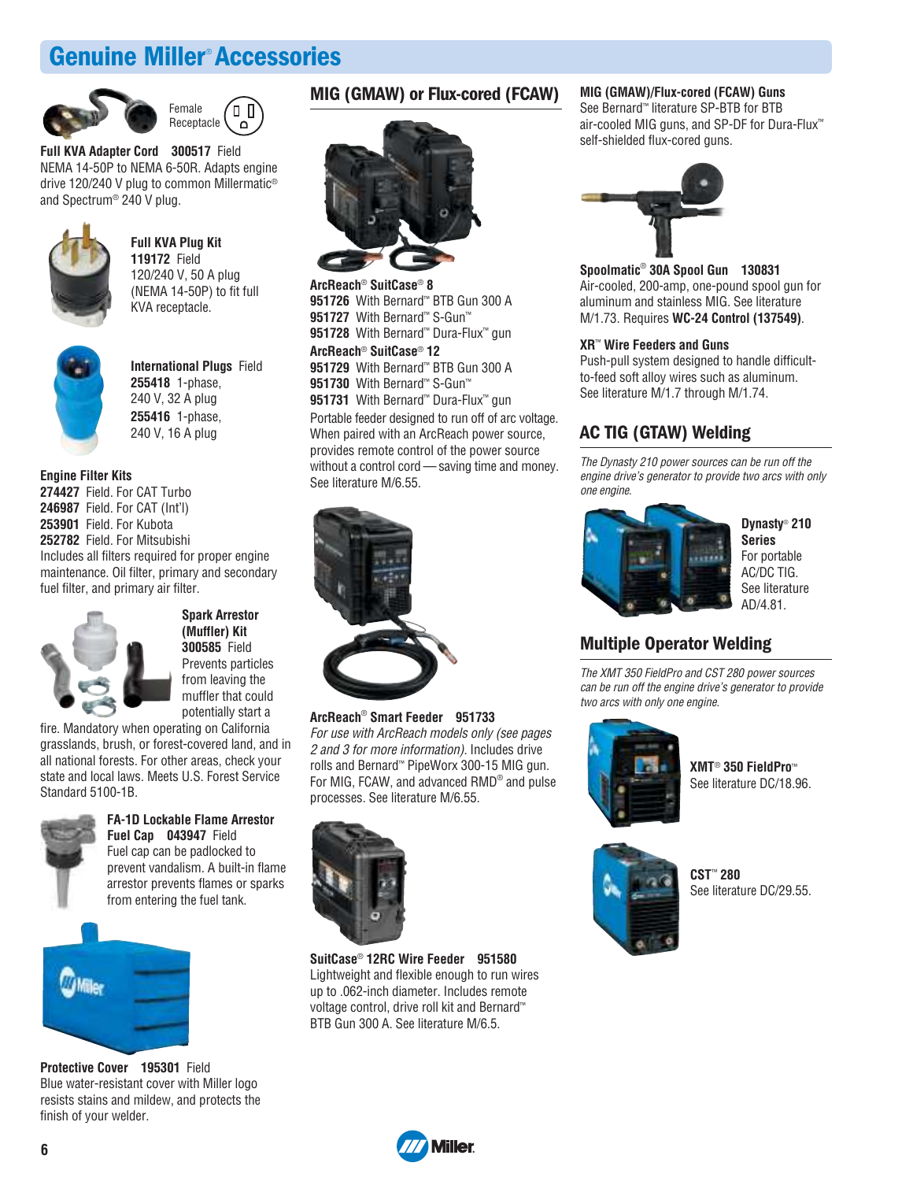# Genuine Miller® Accessories

Female Receptacle

**Full KVA Adapter Cord 300517** Field
NEMA 14-50P to NEMA 6-50R. Adapts engine drive 120/240 V plug to common Millermatic® and Spectrum® 240 V plug.

**Full KVA Plug Kit**
**119172** Field
120/240 V, 50 A plug (NEMA 14-50P) to fit full KVA receptacle.

**International Plugs** Field
**255418** 1-phase, 240 V, 32 A plug
**255416** 1-phase, 240 V, 16 A plug

**Engine Filter Kits**
**274427** Field. For CAT Turbo
**246987** Field. For CAT (Int'l)
**253901** Field. For Kubota
**252782** Field. For Mitsubishi
Includes all filters required for proper engine maintenance. Oil filter, primary and secondary fuel filter, and primary air filter.

**Spark Arrestor (Muffler) Kit**
**300585** Field
Prevents particles from leaving the muffler that could potentially start a fire. Mandatory when operating on California grasslands, brush, or forest-covered land, and in all national forests. For other areas, check your state and local laws. Meets U.S. Forest Service Standard 5100-1B.

**FA-1D Lockable Flame Arrestor Fuel Cap 043947** Field
Fuel cap can be padlocked to prevent vandalism. A built-in flame arrestor prevents flames or sparks from entering the fuel tank.

**Protective Cover 195301** Field
Blue water-resistant cover with Miller logo resists stains and mildew, and protects the finish of your welder.

## MIG (GMAW) or Flux-cored (FCAW)

**ArcReach® SuitCase® 8**
**951726** With Bernard™ BTB Gun 300 A
**951727** With Bernard™ S-Gun™
**951728** With Bernard™ Dura-Flux™ gun
**ArcReach® SuitCase® 12**
**951729** With Bernard™ BTB Gun 300 A
**951730** With Bernard™ S-Gun™
**951731** With Bernard™ Dura-Flux™ gun
Portable feeder designed to run off of arc voltage. When paired with an ArcReach power source, provides remote control of the power source without a control cord — saving time and money. See literature M/6.55.

**ArcReach® Smart Feeder 951733**
*For use with ArcReach models only (see pages 2 and 3 for more information).* Includes drive rolls and Bernard™ PipeWorx 300-15 MIG gun. For MIG, FCAW, and advanced RMD® and pulse processes. See literature M/6.55.

**SuitCase® 12RC Wire Feeder 951580**
Lightweight and flexible enough to run wires up to .062-inch diameter. Includes remote voltage control, drive roll kit and Bernard™ BTB Gun 300 A. See literature M/6.5.

**MIG (GMAW)/Flux-cored (FCAW) Guns**
See Bernard™ literature SP-BTB for BTB air-cooled MIG guns, and SP-DF for Dura-Flux™ self-shielded flux-cored guns.

**Spoolmatic® 30A Spool Gun 130831**
Air-cooled, 200-amp, one-pound spool gun for aluminum and stainless MIG. See literature M/1.73. Requires **WC-24 Control (137549)**.

**XR™ Wire Feeders and Guns**
Push-pull system designed to handle difficult-to-feed soft alloy wires such as aluminum. See literature M/1.7 through M/1.74.

## AC TIG (GTAW) Welding

*The Dynasty 210 power sources can be run off the engine drive's generator to provide two arcs with only one engine.*

**Dynasty® 210 Series**
For portable AC/DC TIG. See literature AD/4.81.

## Multiple Operator Welding

*The XMT 350 FieldPro and CST 280 power sources can be run off the engine drive's generator to provide two arcs with only one engine.*

**XMT® 350 FieldPro™**
See literature DC/18.96.

**CST™ 280**
See literature DC/29.55.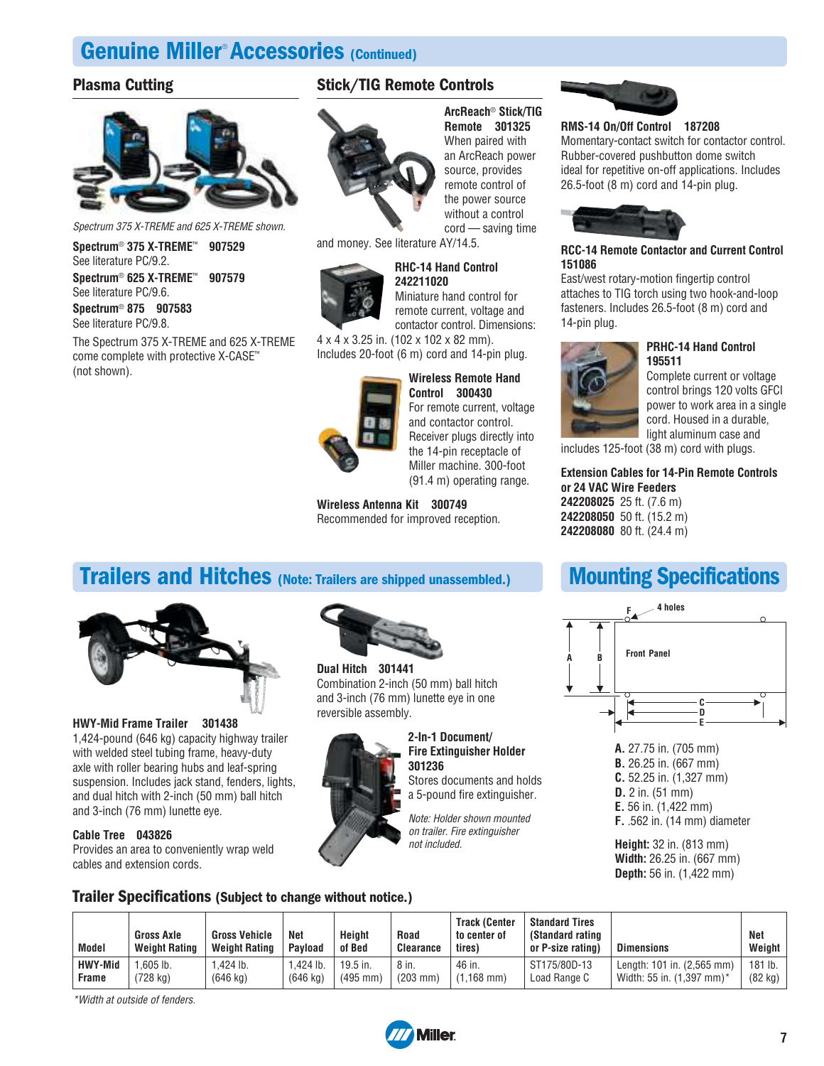# Genuine Miller® Accessories (Continued)

## Plasma Cutting

*Spectrum 375 X-TREME and 625 X-TREME shown.*

**Spectrum® 375 X-TREME™ 907529**
See literature PC/9.2.

**Spectrum® 625 X-TREME™ 907579**
See literature PC/9.6.

**Spectrum® 875 907583**
See literature PC/9.8.

The Spectrum 375 X-TREME and 625 X-TREME come complete with protective X-CASE™ (not shown).

## Stick/TIG Remote Controls

**ArcReach® Stick/TIG Remote 301325**
When paired with an ArcReach power source, provides remote control of the power source without a control cord — saving time and money. See literature AY/14.5.

**RHC-14 Hand Control 242211020**
Miniature hand control for remote current, voltage and contactor control. Dimensions: 4 x 4 x 3.25 in. (102 x 102 x 82 mm). Includes 20-foot (6 m) cord and 14-pin plug.

**Wireless Remote Hand Control 300430**
For remote current, voltage and contactor control. Receiver plugs directly into the 14-pin receptacle of Miller machine. 300-foot (91.4 m) operating range.

**Wireless Antenna Kit 300749**
Recommended for improved reception.

**RMS-14 On/Off Control 187208**
Momentary-contact switch for contactor control. Rubber-covered pushbutton dome switch ideal for repetitive on-off applications. Includes 26.5-foot (8 m) cord and 14-pin plug.

**RCC-14 Remote Contactor and Current Control 151086**
East/west rotary-motion fingertip control attaches to TIG torch using two hook-and-loop fasteners. Includes 26.5-foot (8 m) cord and 14-pin plug.

**PRHC-14 Hand Control 195511**
Complete current or voltage control brings 120 volts GFCI power to work area in a single cord. Housed in a durable, light aluminum case and includes 125-foot (38 m) cord with plugs.

**Extension Cables for 14-Pin Remote Controls or 24 VAC Wire Feeders**
**242208025** 25 ft. (7.6 m)
**242208050** 50 ft. (15.2 m)
**242208080** 80 ft. (24.4 m)

## Trailers and Hitches (Note: Trailers are shipped unassembled.)

**HWY-Mid Frame Trailer 301438**
1,424-pound (646 kg) capacity highway trailer with welded steel tubing frame, heavy-duty axle with roller bearing hubs and leaf-spring suspension. Includes jack stand, fenders, lights, and dual hitch with 2-inch (50 mm) ball hitch and 3-inch (76 mm) lunette eye.

**Cable Tree 043826**
Provides an area to conveniently wrap weld cables and extension cords.

**Dual Hitch 301441**
Combination 2-inch (50 mm) ball hitch and 3-inch (76 mm) lunette eye in one reversible assembly.

**2-In-1 Document/Fire Extinguisher Holder 301236**
Stores documents and holds a 5-pound fire extinguisher.

*Note: Holder shown mounted on trailer. Fire extinguisher not included.*

## Mounting Specifications

F — 4 holes; Front Panel; A, B, C, D, E

**A.** 27.75 in. (705 mm)
**B.** 26.25 in. (667 mm)
**C.** 52.25 in. (1,327 mm)
**D.** 2 in. (51 mm)
**E.** 56 in. (1,422 mm)
**F.** .562 in. (14 mm) diameter

**Height:** 32 in. (813 mm)
**Width:** 26.25 in. (667 mm)
**Depth:** 56 in. (1,422 mm)

### Trailer Specifications (Subject to change without notice.)

| Model | Gross Axle Weight Rating | Gross Vehicle Weight Rating | Net Payload | Height of Bed | Road Clearance | Track (Center to center of tires) | Standard Tires (Standard rating or P-size rating) | Dimensions | Net Weight |
|---|---|---|---|---|---|---|---|---|---|
| HWY-Mid Frame | 1,605 lb. (728 kg) | 1,424 lb. (646 kg) | 1,424 lb. (646 kg) | 19.5 in. (495 mm) | 8 in. (203 mm) | 46 in. (1,168 mm) | ST175/80D-13 Load Range C | Length: 101 in. (2,565 mm) Width: 55 in. (1,397 mm)* | 181 lb. (82 kg) |

*\*Width at outside of fenders.*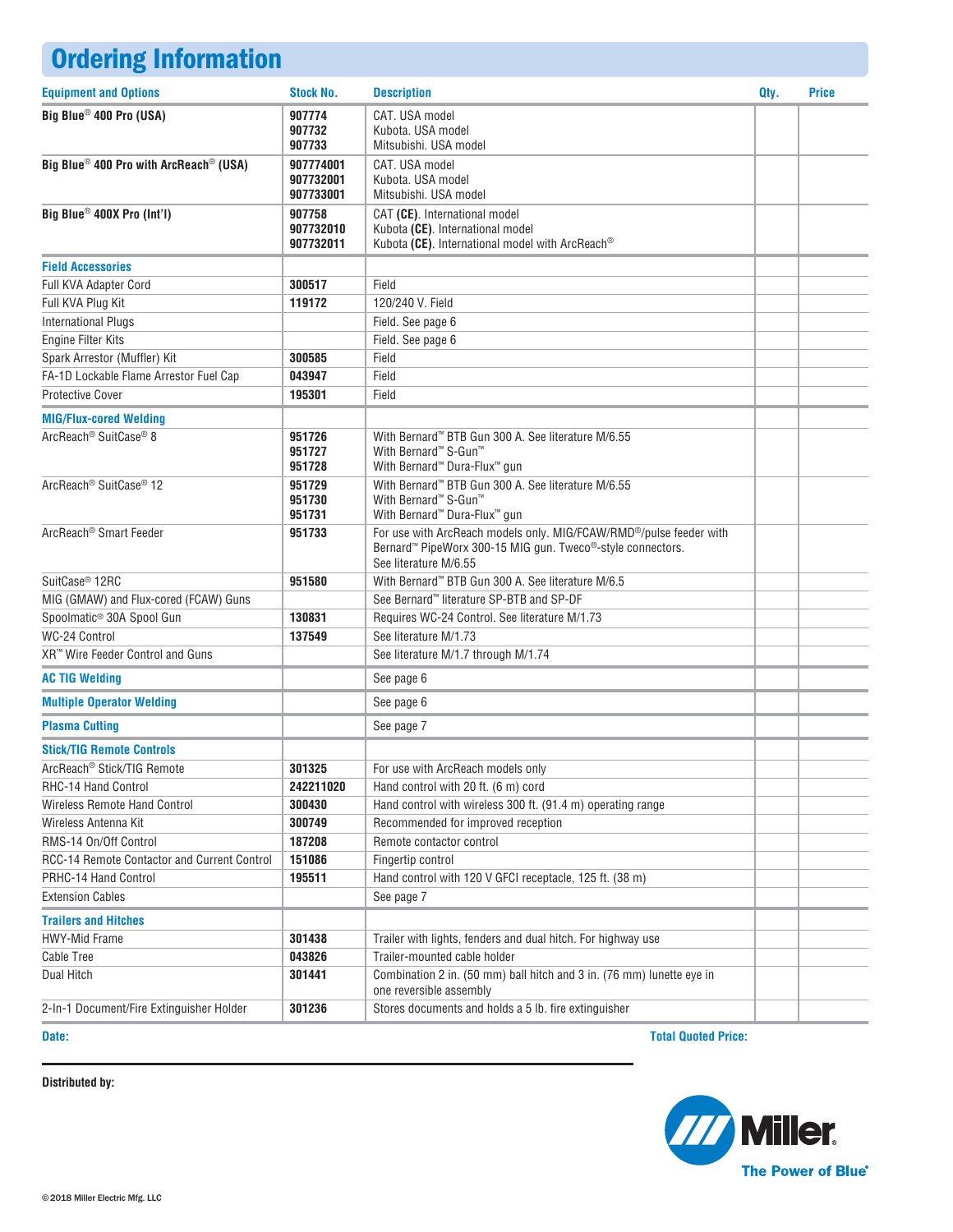## Ordering Information

| Equipment and Options | Stock No. | Description | Qty. | Price |
|---|---|---|---|---|
| **Big Blue® 400 Pro (USA)** | **907774**<br>**907732**<br>**907733** | CAT. USA model<br>Kubota. USA model<br>Mitsubishi. USA model | | |
| **Big Blue® 400 Pro with ArcReach® (USA)** | **907774001**<br>**907732001**<br>**907733001** | CAT. USA model<br>Kubota. USA model<br>Mitsubishi. USA model | | |
| **Big Blue® 400X Pro (Int'l)** | **907758**<br>**907732010**<br>**907732011** | CAT **(CE)**. International model<br>Kubota **(CE)**. International model<br>Kubota **(CE)**. International model with ArcReach® | | |
| **Field Accessories** | | | | |
| Full KVA Adapter Cord | **300517** | Field | | |
| Full KVA Plug Kit | **119172** | 120/240 V. Field | | |
| International Plugs | | Field. See page 6 | | |
| Engine Filter Kits | | Field. See page 6 | | |
| Spark Arrestor (Muffler) Kit | **300585** | Field | | |
| FA-1D Lockable Flame Arrestor Fuel Cap | **043947** | Field | | |
| Protective Cover | **195301** | Field | | |
| **MIG/Flux-cored Welding** | | | | |
| ArcReach® SuitCase® 8 | **951726**<br>**951727**<br>**951728** | With Bernard™ BTB Gun 300 A. See literature M/6.55<br>With Bernard™ S-Gun™<br>With Bernard™ Dura-Flux™ gun | | |
| ArcReach® SuitCase® 12 | **951729**<br>**951730**<br>**951731** | With Bernard™ BTB Gun 300 A. See literature M/6.55<br>With Bernard™ S-Gun™<br>With Bernard™ Dura-Flux™ gun | | |
| ArcReach® Smart Feeder | **951733** | For use with ArcReach models only. MIG/FCAW/RMD®/pulse feeder with Bernard™ PipeWorx 300-15 MIG gun. Tweco®-style connectors. See literature M/6.55 | | |
| SuitCase® 12RC | **951580** | With Bernard™ BTB Gun 300 A. See literature M/6.5 | | |
| MIG (GMAW) and Flux-cored (FCAW) Guns | | See Bernard™ literature SP-BTB and SP-DF | | |
| Spoolmatic® 30A Spool Gun | **130831** | Requires WC-24 Control. See literature M/1.73 | | |
| WC-24 Control | **137549** | See literature M/1.73 | | |
| XR™ Wire Feeder Control and Guns | | See literature M/1.7 through M/1.74 | | |
| **AC TIG Welding** | | See page 6 | | |
| **Multiple Operator Welding** | | See page 6 | | |
| **Plasma Cutting** | | See page 7 | | |
| **Stick/TIG Remote Controls** | | | | |
| ArcReach® Stick/TIG Remote | **301325** | For use with ArcReach models only | | |
| RHC-14 Hand Control | **242211020** | Hand control with 20 ft. (6 m) cord | | |
| Wireless Remote Hand Control | **300430** | Hand control with wireless 300 ft. (91.4 m) operating range | | |
| Wireless Antenna Kit | **300749** | Recommended for improved reception | | |
| RMS-14 On/Off Control | **187208** | Remote contactor control | | |
| RCC-14 Remote Contactor and Current Control | **151086** | Fingertip control | | |
| PRHC-14 Hand Control | **195511** | Hand control with 120 V GFCI receptacle, 125 ft. (38 m) | | |
| Extension Cables | | See page 7 | | |
| **Trailers and Hitches** | | | | |
| HWY-Mid Frame | **301438** | Trailer with lights, fenders and dual hitch. For highway use | | |
| Cable Tree | **043826** | Trailer-mounted cable holder | | |
| Dual Hitch | **301441** | Combination 2 in. (50 mm) ball hitch and 3 in. (76 mm) lunette eye in one reversible assembly | | |
| 2-In-1 Document/Fire Extinguisher Holder | **301236** | Stores documents and holds a 5 lb. fire extinguisher | | |

**Date:** **Total Quoted Price:**

**Distributed by:**

Miller
The Power of Blue®

© 2018 Miller Electric Mfg. LLC